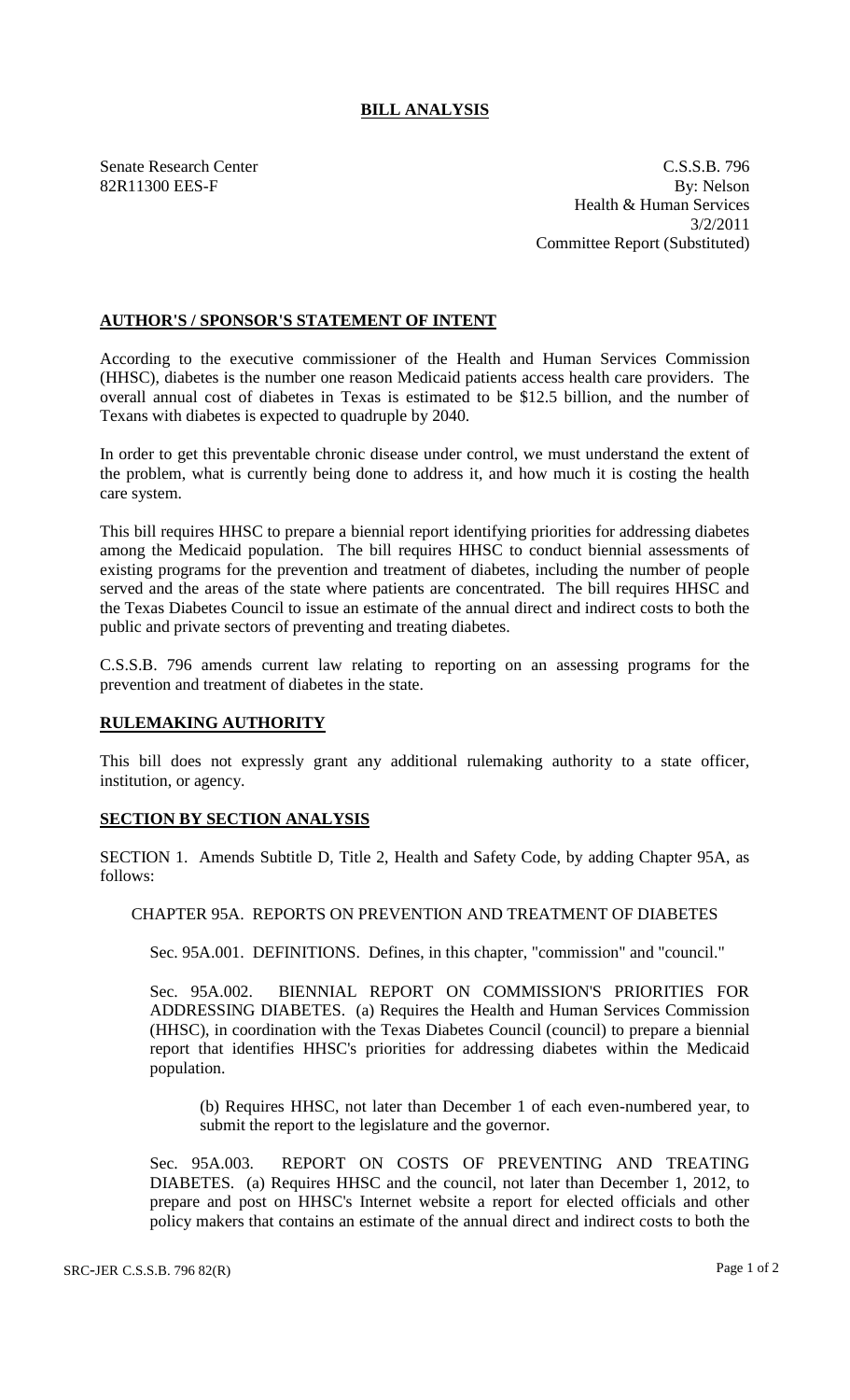# BILL ANALYSIS

Senate Research Center
82R11300 EES-F

C.S.S.B. 796
By: Nelson
Health & Human Services
3/2/2011
Committee Report (Substituted)

## AUTHOR'S / SPONSOR'S STATEMENT OF INTENT

According to the executive commissioner of the Health and Human Services Commission (HHSC), diabetes is the number one reason Medicaid patients access health care providers. The overall annual cost of diabetes in Texas is estimated to be $12.5 billion, and the number of Texans with diabetes is expected to quadruple by 2040.

In order to get this preventable chronic disease under control, we must understand the extent of the problem, what is currently being done to address it, and how much it is costing the health care system.

This bill requires HHSC to prepare a biennial report identifying priorities for addressing diabetes among the Medicaid population. The bill requires HHSC to conduct biennial assessments of existing programs for the prevention and treatment of diabetes, including the number of people served and the areas of the state where patients are concentrated. The bill requires HHSC and the Texas Diabetes Council to issue an estimate of the annual direct and indirect costs to both the public and private sectors of preventing and treating diabetes.

C.S.S.B. 796 amends current law relating to reporting on an assessing programs for the prevention and treatment of diabetes in the state.

## RULEMAKING AUTHORITY

This bill does not expressly grant any additional rulemaking authority to a state officer, institution, or agency.

## SECTION BY SECTION ANALYSIS

SECTION 1. Amends Subtitle D, Title 2, Health and Safety Code, by adding Chapter 95A, as follows:

CHAPTER 95A. REPORTS ON PREVENTION AND TREATMENT OF DIABETES

Sec. 95A.001. DEFINITIONS. Defines, in this chapter, "commission" and "council."

Sec. 95A.002. BIENNIAL REPORT ON COMMISSION'S PRIORITIES FOR ADDRESSING DIABETES. (a) Requires the Health and Human Services Commission (HHSC), in coordination with the Texas Diabetes Council (council) to prepare a biennial report that identifies HHSC's priorities for addressing diabetes within the Medicaid population.

(b) Requires HHSC, not later than December 1 of each even-numbered year, to submit the report to the legislature and the governor.

Sec. 95A.003. REPORT ON COSTS OF PREVENTING AND TREATING DIABETES. (a) Requires HHSC and the council, not later than December 1, 2012, to prepare and post on HHSC's Internet website a report for elected officials and other policy makers that contains an estimate of the annual direct and indirect costs to both the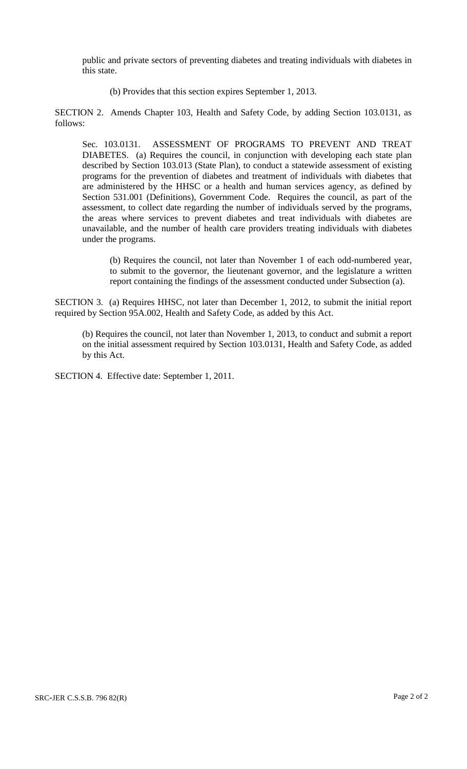public and private sectors of preventing diabetes and treating individuals with diabetes in this state.

(b) Provides that this section expires September 1, 2013.

SECTION 2. Amends Chapter 103, Health and Safety Code, by adding Section 103.0131, as follows:

Sec. 103.0131. ASSESSMENT OF PROGRAMS TO PREVENT AND TREAT DIABETES. (a) Requires the council, in conjunction with developing each state plan described by Section 103.013 (State Plan), to conduct a statewide assessment of existing programs for the prevention of diabetes and treatment of individuals with diabetes that are administered by the HHSC or a health and human services agency, as defined by Section 531.001 (Definitions), Government Code. Requires the council, as part of the assessment, to collect date regarding the number of individuals served by the programs, the areas where services to prevent diabetes and treat individuals with diabetes are unavailable, and the number of health care providers treating individuals with diabetes under the programs.

(b) Requires the council, not later than November 1 of each odd-numbered year, to submit to the governor, the lieutenant governor, and the legislature a written report containing the findings of the assessment conducted under Subsection (a).

SECTION 3. (a) Requires HHSC, not later than December 1, 2012, to submit the initial report required by Section 95A.002, Health and Safety Code, as added by this Act.

(b) Requires the council, not later than November 1, 2013, to conduct and submit a report on the initial assessment required by Section 103.0131, Health and Safety Code, as added by this Act.

SECTION 4. Effective date: September 1, 2011.